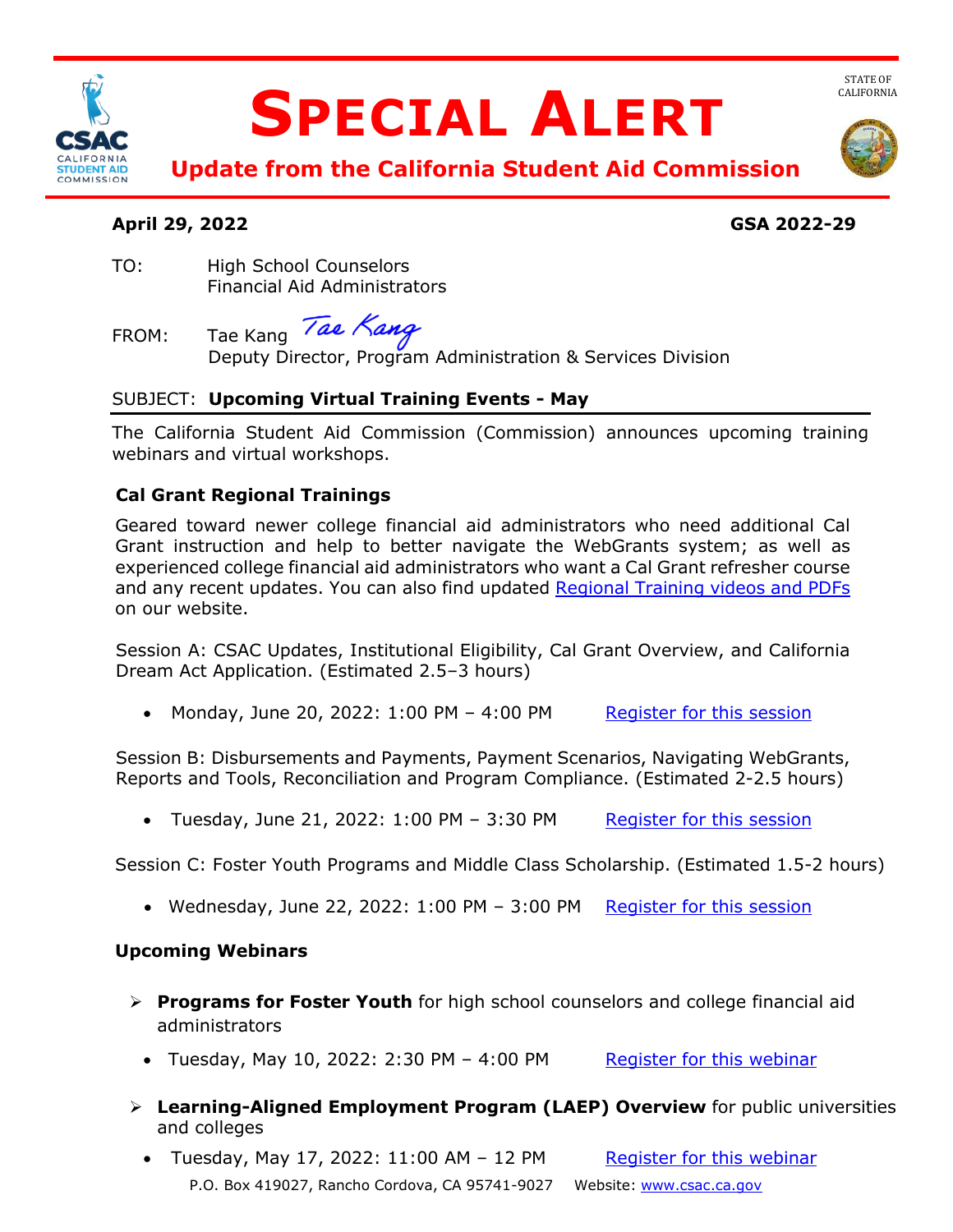# SPECIAL ALERT

## Update from the California Student Aid Commission

STATE OF CALIFORNIA

**April 29, 2022** **GSA 2022-29**

TO: High School Counselors
Financial Aid Administrators

FROM: Tae Kang *Tae Kang*
Deputy Director, Program Administration & Services Division

SUBJECT: **Upcoming Virtual Training Events - May**

The California Student Aid Commission (Commission) announces upcoming training webinars and virtual workshops.

### Cal Grant Regional Trainings

Geared toward newer college financial aid administrators who need additional Cal Grant instruction and help to better navigate the WebGrants system; as well as experienced college financial aid administrators who want a Cal Grant refresher course and any recent updates. You can also find updated Regional Training videos and PDFs on our website.

Session A: CSAC Updates, Institutional Eligibility, Cal Grant Overview, and California Dream Act Application. (Estimated 2.5–3 hours)

- Monday, June 20, 2022: 1:00 PM – 4:00 PM Register for this session

Session B: Disbursements and Payments, Payment Scenarios, Navigating WebGrants, Reports and Tools, Reconciliation and Program Compliance. (Estimated 2-2.5 hours)

- Tuesday, June 21, 2022: 1:00 PM – 3:30 PM Register for this session

Session C: Foster Youth Programs and Middle Class Scholarship. (Estimated 1.5-2 hours)

- Wednesday, June 22, 2022: 1:00 PM – 3:00 PM Register for this session

### Upcoming Webinars

- **Programs for Foster Youth** for high school counselors and college financial aid administrators
  - Tuesday, May 10, 2022: 2:30 PM – 4:00 PM Register for this webinar
- **Learning-Aligned Employment Program (LAEP) Overview** for public universities and colleges
  - Tuesday, May 17, 2022: 11:00 AM – 12 PM Register for this webinar

P.O. Box 419027, Rancho Cordova, CA 95741-9027 Website: www.csac.ca.gov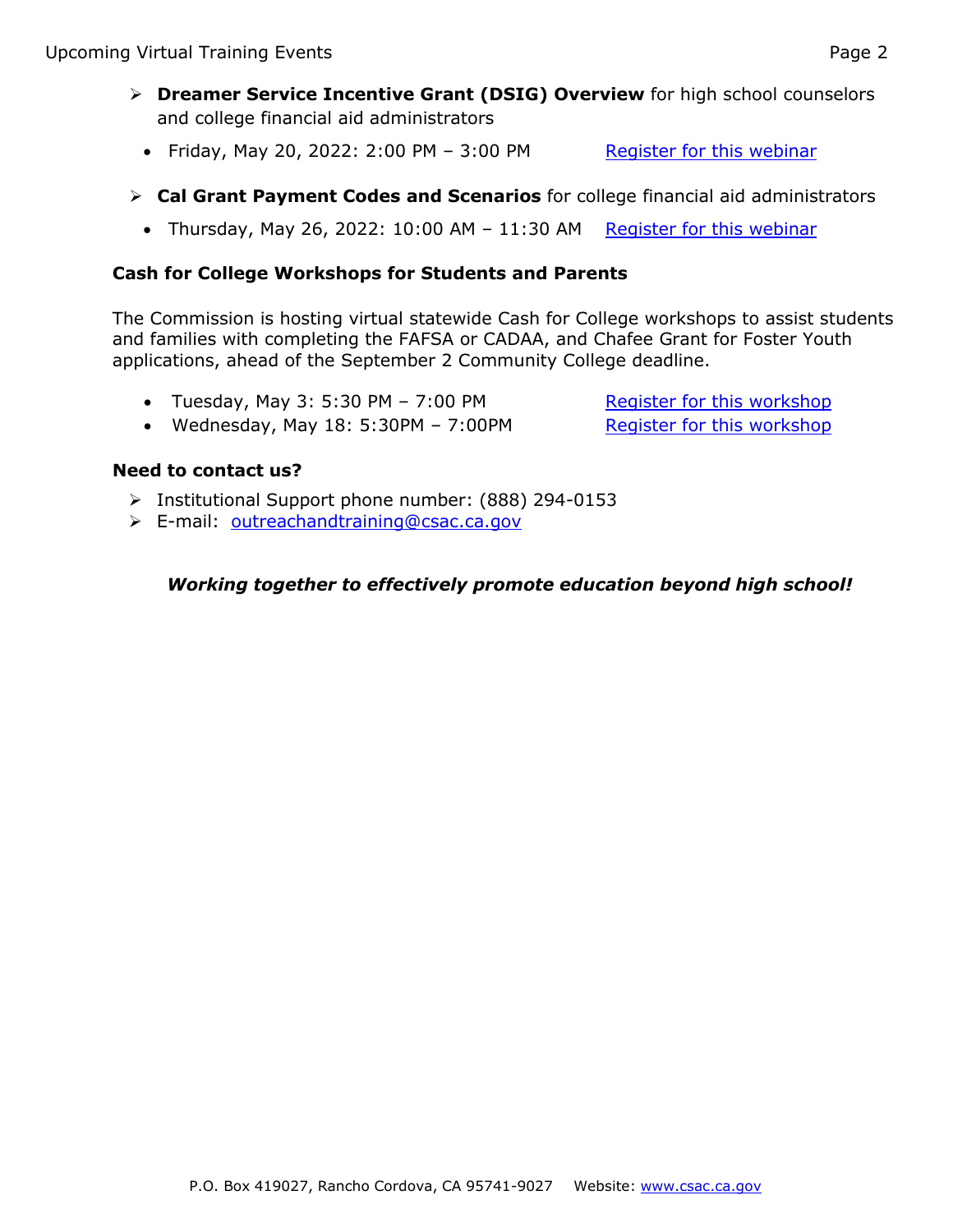- **Dreamer Service Incentive Grant (DSIG) Overview** for high school counselors and college financial aid administrators
  - Friday, May 20, 2022: 2:00 PM – 3:00 PM [Register for this webinar]
- **Cal Grant Payment Codes and Scenarios** for college financial aid administrators
  - Thursday, May 26, 2022: 10:00 AM – 11:30 AM [Register for this webinar]

### Cash for College Workshops for Students and Parents

The Commission is hosting virtual statewide Cash for College workshops to assist students and families with completing the FAFSA or CADAA, and Chafee Grant for Foster Youth applications, ahead of the September 2 Community College deadline.

- Tuesday, May 3: 5:30 PM – 7:00 PM [Register for this workshop]
- Wednesday, May 18: 5:30PM – 7:00PM [Register for this workshop]

### Need to contact us?

- Institutional Support phone number: (888) 294-0153
- E-mail: outreachandtraining@csac.ca.gov

***Working together to effectively promote education beyond high school!***

P.O. Box 419027, Rancho Cordova, CA 95741-9027 Website: www.csac.ca.gov